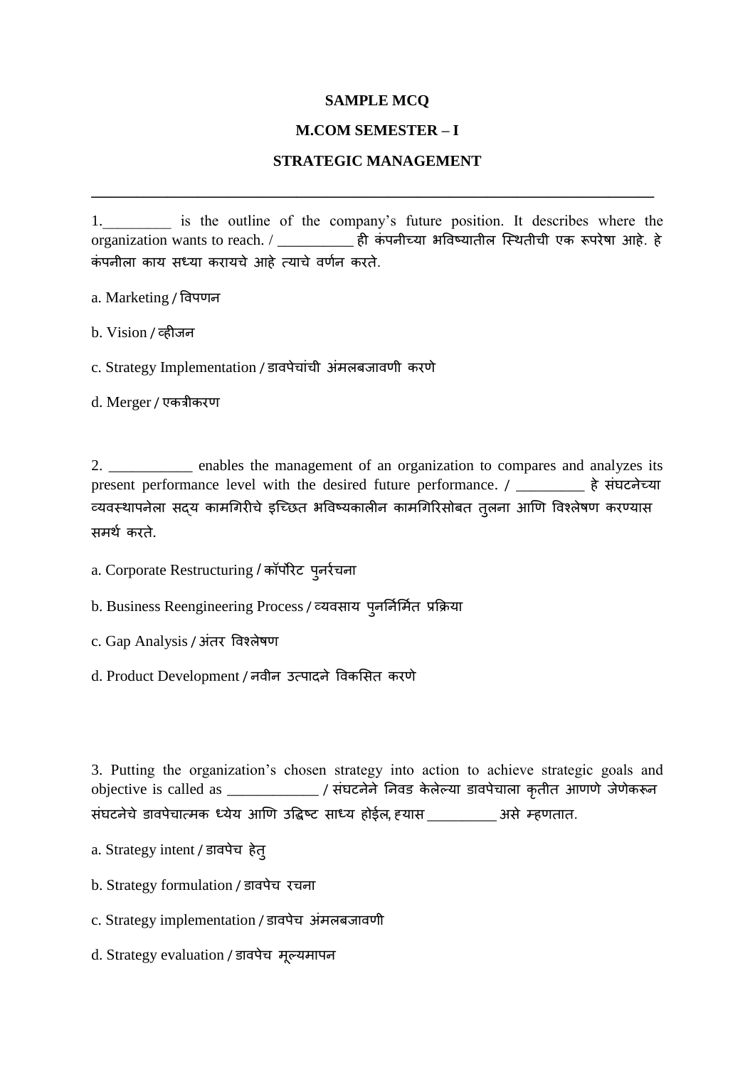**SAMPLE MCQ**

**M.COM SEMESTER – I**

**STRATEGIC MANAGEMENT**

---

1._________ is the outline of the company's future position. It describes where the organization wants to reach. / __________ ही कंपनीच्या भविष्यातील स्थितीची एक रूपरेषा आहे. हे कंपनीला काय सध्या करायचे आहे त्याचे वर्णन करते.

a. Marketing / विपणन

b. Vision / व्हीजन

c. Strategy Implementation / डावपेचांची अंमलबजावणी करणे

d. Merger / एकत्रीकरण

2. ___________ enables the management of an organization to compares and analyzes its present performance level with the desired future performance. / _________ हे संघटनेच्या व्यवस्थापनेला सद्य कामगिरीचे इच्छित भविष्यकालीन कामगिरिसोबत तुलना आणि विश्लेषण करण्यास समर्थ करते.

a. Corporate Restructuring / कॉर्पोरेट पुनर्रचना

b. Business Reengineering Process / व्यवसाय पुनर्निर्मित प्रक्रिया

c. Gap Analysis / अंतर विश्लेषण

d. Product Development / नवीन उत्पादने विकसित करणे

3. Putting the organization's chosen strategy into action to achieve strategic goals and objective is called as ____________ / संघटनेने निवड केलेल्या डावपेचाला कृतीत आणणे जेणेकरून संघटनेचे डावपेचात्मक ध्येय आणि उद्दिष्ट साध्य होईल, ह्यास _________ असे म्हणतात.

a. Strategy intent / डावपेच हेतु

b. Strategy formulation / डावपेच रचना

c. Strategy implementation / डावपेच अंमलबजावणी

d. Strategy evaluation / डावपेच मूल्यमापन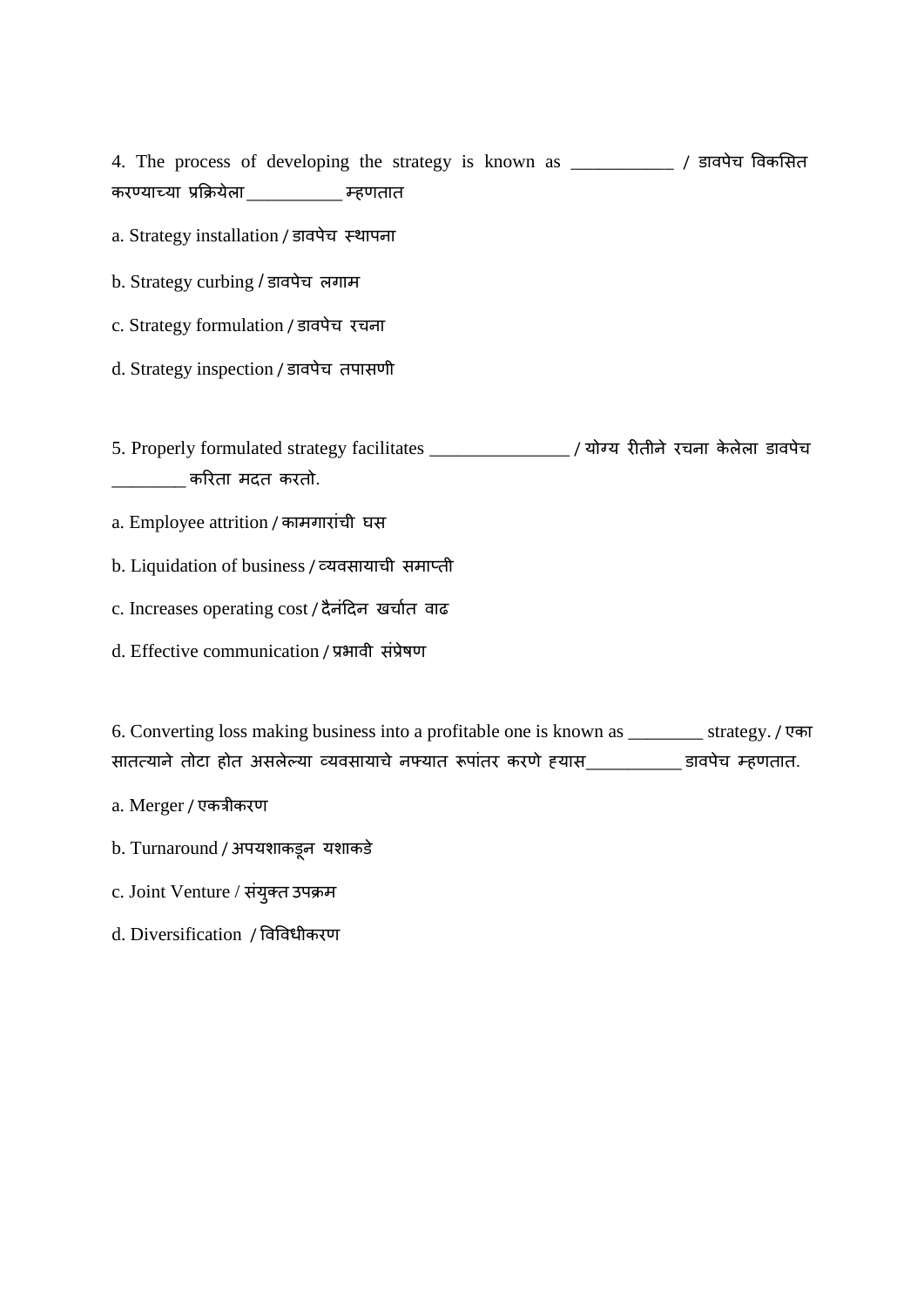4. The process of developing the strategy is known as ___________ / डावपेच विकसित करण्याच्या प्रक्रियेला __________ म्हणतात

a. Strategy installation / डावपेच स्थापना

b. Strategy curbing / डावपेच लगाम

c. Strategy formulation / डावपेच रचना

d. Strategy inspection / डावपेच तपासणी

5. Properly formulated strategy facilitates _______________ / योग्य रीतीने रचना केलेला डावपेच ________ करिता मदत करतो.

a. Employee attrition / कामगारांची घस

b. Liquidation of business / व्यवसायाची समाप्ती

c. Increases operating cost / दैनंदिन खर्चात वाढ

d. Effective communication / प्रभावी संप्रेषण

6. Converting loss making business into a profitable one is known as ________ strategy. / एका सातत्याने तोटा होत असलेल्या व्यवसायाचे नफ्यात रूपांतर करणे ह्यास__________ डावपेच म्हणतात.

a. Merger / एकत्रीकरण

b. Turnaround / अपयशाकडून यशाकडे

c. Joint Venture / संयुक्त उपक्रम

d. Diversification / विविधीकरण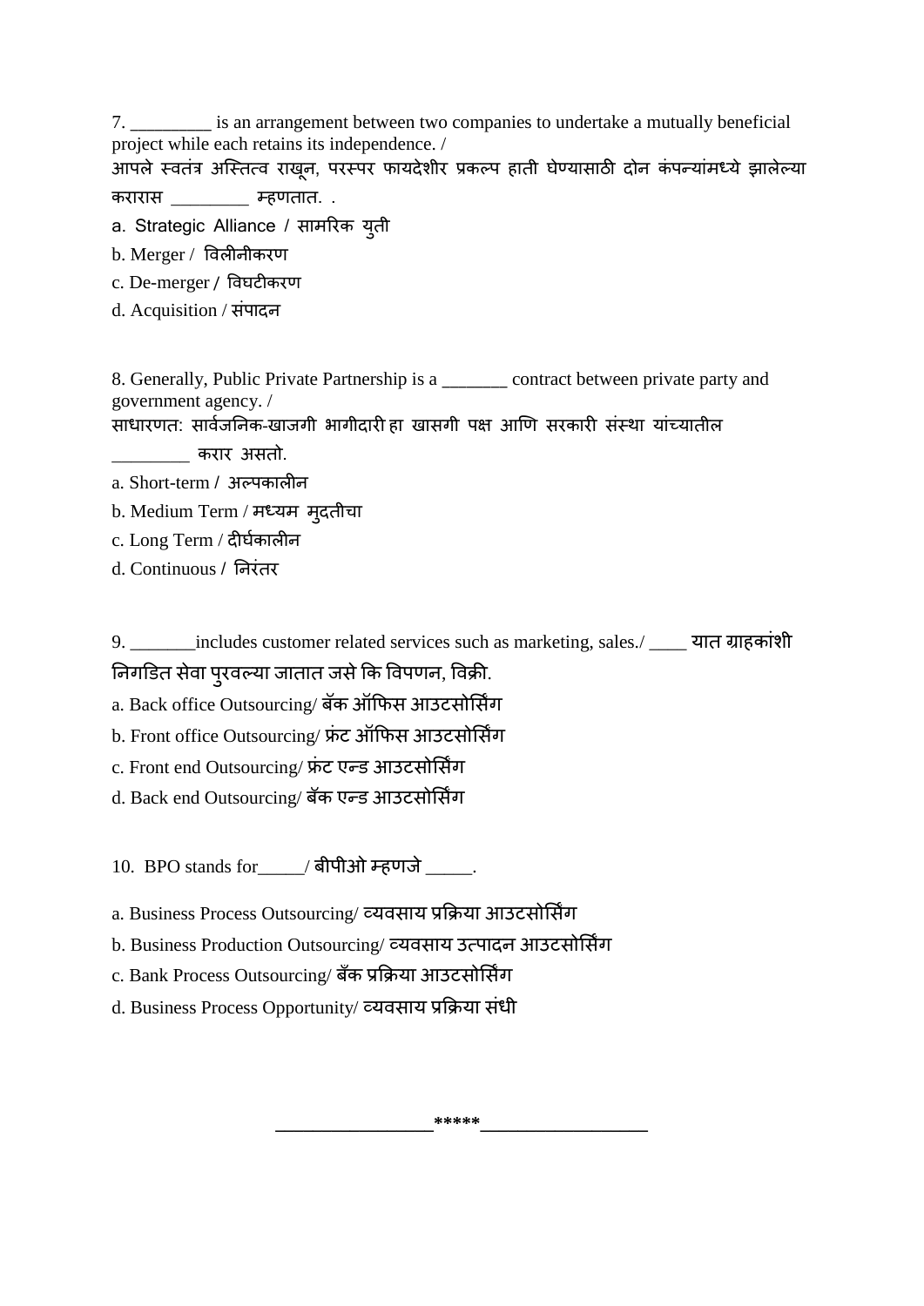7. ________ is an arrangement between two companies to undertake a mutually beneficial project while each retains its independence. /
आपले स्वतंत्र अस्तित्व राखून, परस्पर फायदेशीर प्रकल्प हाती घेण्यासाठी दोन कंपन्यांमध्ये झालेल्या करारास ________ म्हणतात. .

a. Strategic Alliance / सामरिक युती

b. Merger / विलीनीकरण

c. De-merger / विघटीकरण

d. Acquisition / संपादन

8. Generally, Public Private Partnership is a _______ contract between private party and government agency. /
साधारणत: सार्वजनिक-खाजगी भागीदारी हा खासगी पक्ष आणि सरकारी संस्था यांच्यातील ________ करार असतो.

a. Short-term / अल्पकालीन

b. Medium Term / मध्यम मुदतीचा

c. Long Term / दीर्घकालीन

d. Continuous / निरंतर

9. _______includes customer related services such as marketing, sales./ ____ यात ग्राहकांशी निगडित सेवा पुरवल्या जातात जसे कि विपणन, विक्री.

a. Back office Outsourcing/ बॅक ऑफिस आउटसोर्सिंग

b. Front office Outsourcing/ फ्रंट ऑफिस आउटसोर्सिंग

c. Front end Outsourcing/ फ्रंट एन्ड आउटसोर्सिंग

d. Back end Outsourcing/ बॅक एन्ड आउटसोर्सिंग

10. BPO stands for_____/ बीपीओ म्हणजे _____.

a. Business Process Outsourcing/ व्यवसाय प्रक्रिया आउटसोर्सिंग

b. Business Production Outsourcing/ व्यवसाय उत्पादन आउटसोर्सिंग

c. Bank Process Outsourcing/ बँक प्रक्रिया आउटसोर्सिंग

d. Business Process Opportunity/ व्यवसाय प्रक्रिया संधी

________________*****_________________